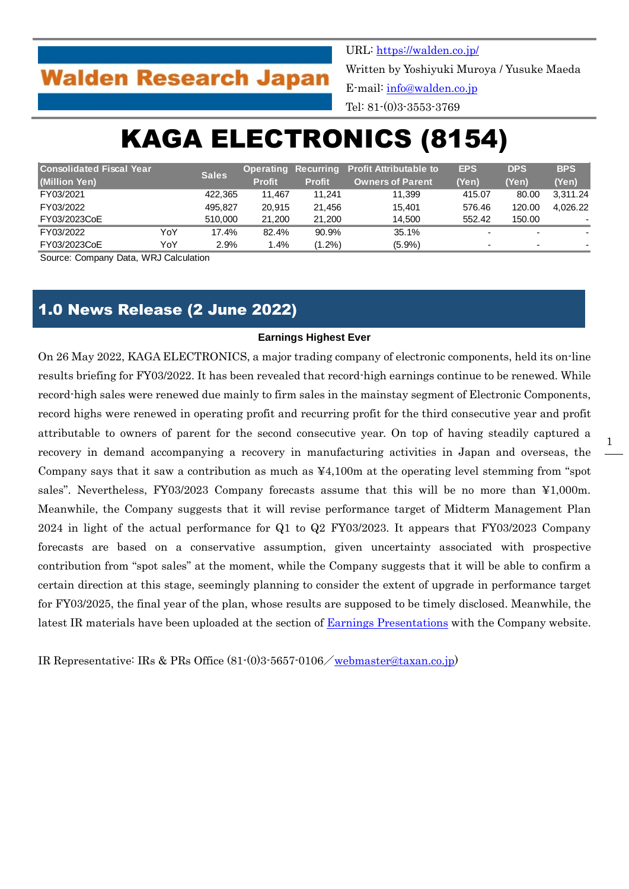Walden Research Japan

URL: https://walden.co.jp/
Written by Yoshiyuki Muroya / Yusuke Maeda
E-mail: info@walden.co.jp
Tel: 81-(0)3-3553-3769

# KAGA ELECTRONICS (8154)

| Consolidated Fiscal Year (Million Yen) | | Sales | Operating Profit | Recurring Profit | Profit Attributable to Owners of Parent | EPS (Yen) | DPS (Yen) | BPS (Yen) |
|---|---|---|---|---|---|---|---|---|
| FY03/2021 | | 422,365 | 11,467 | 11,241 | 11,399 | 415.07 | 80.00 | 3,311.24 |
| FY03/2022 | | 495,827 | 20,915 | 21,456 | 15,401 | 576.46 | 120.00 | 4,026.22 |
| FY03/2023CoE | | 510,000 | 21,200 | 21,200 | 14,500 | 552.42 | 150.00 | - |
| FY03/2022 | YoY | 17.4% | 82.4% | 90.9% | 35.1% | - | - | - |
| FY03/2023CoE | YoY | 2.9% | 1.4% | (1.2%) | (5.9%) | - | - | - |

Source: Company Data, WRJ Calculation

## 1.0 News Release (2 June 2022)

**Earnings Highest Ever**

On 26 May 2022, KAGA ELECTRONICS, a major trading company of electronic components, held its on-line results briefing for FY03/2022. It has been revealed that record-high earnings continue to be renewed. While record-high sales were renewed due mainly to firm sales in the mainstay segment of Electronic Components, record highs were renewed in operating profit and recurring profit for the third consecutive year and profit attributable to owners of parent for the second consecutive year. On top of having steadily captured a recovery in demand accompanying a recovery in manufacturing activities in Japan and overseas, the Company says that it saw a contribution as much as ¥4,100m at the operating level stemming from "spot sales". Nevertheless, FY03/2023 Company forecasts assume that this will be no more than ¥1,000m. Meanwhile, the Company suggests that it will revise performance target of Midterm Management Plan 2024 in light of the actual performance for Q1 to Q2 FY03/2023. It appears that FY03/2023 Company forecasts are based on a conservative assumption, given uncertainty associated with prospective contribution from "spot sales" at the moment, while the Company suggests that it will be able to confirm a certain direction at this stage, seemingly planning to consider the extent of upgrade in performance target for FY03/2025, the final year of the plan, whose results are supposed to be timely disclosed. Meanwhile, the latest IR materials have been uploaded at the section of Earnings Presentations with the Company website.

IR Representative: IRs & PRs Office (81-(0)3-5657-0106／webmaster@taxan.co.jp)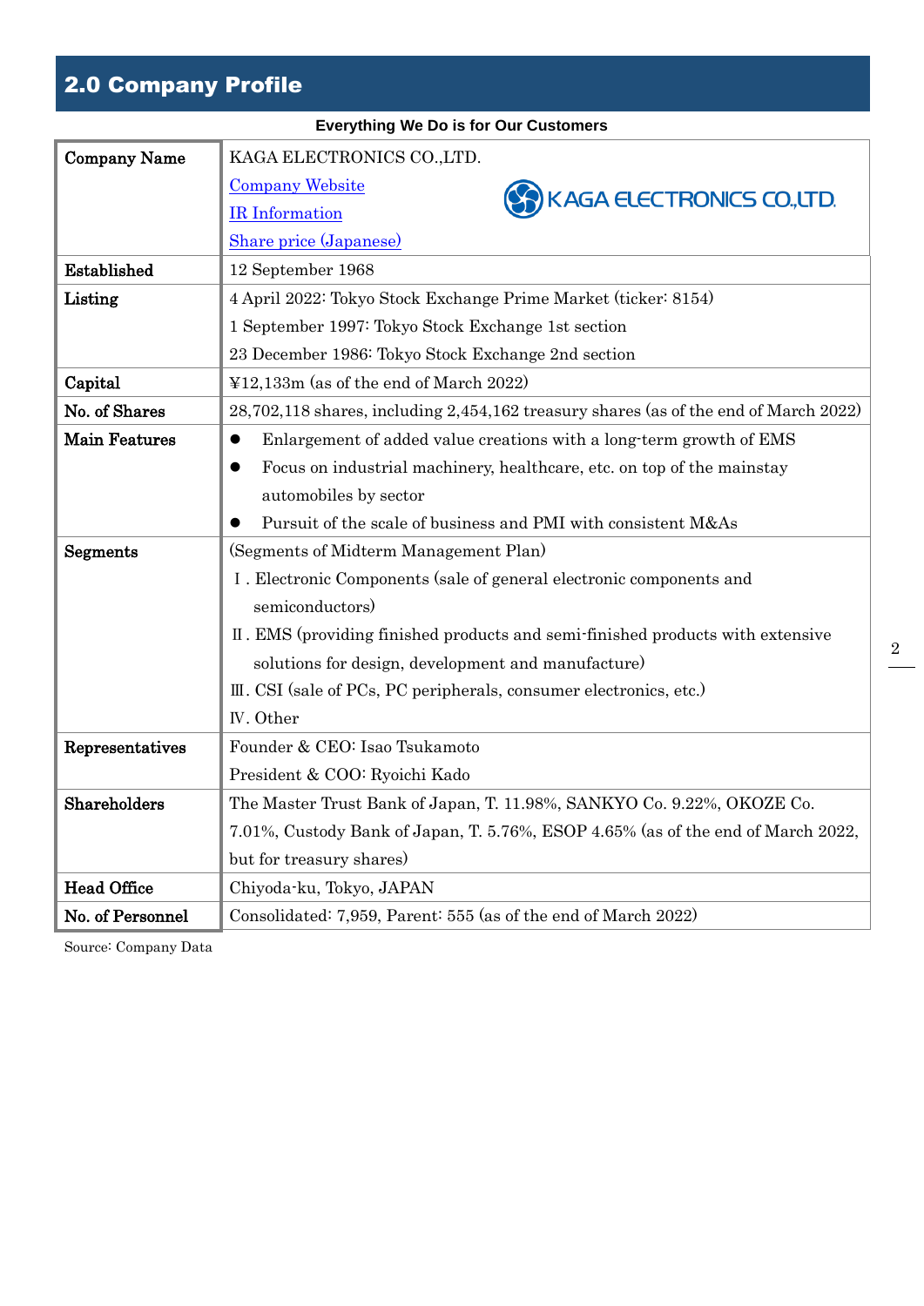## 2.0 Company Profile

**Everything We Do is for Our Customers**

| | |
|---|---|
| Company Name | KAGA ELECTRONICS CO.,LTD.<br>Company Website<br>IR Information<br>Share price (Japanese) |
| Established | 12 September 1968 |
| Listing | 4 April 2022: Tokyo Stock Exchange Prime Market (ticker: 8154)<br>1 September 1997: Tokyo Stock Exchange 1st section<br>23 December 1986: Tokyo Stock Exchange 2nd section |
| Capital | ¥12,133m (as of the end of March 2022) |
| No. of Shares | 28,702,118 shares, including 2,454,162 treasury shares (as of the end of March 2022) |
| Main Features | ● Enlargement of added value creations with a long-term growth of EMS<br>● Focus on industrial machinery, healthcare, etc. on top of the mainstay automobiles by sector<br>● Pursuit of the scale of business and PMI with consistent M&As |
| Segments | (Segments of Midterm Management Plan)<br>Ⅰ. Electronic Components (sale of general electronic components and semiconductors)<br>Ⅱ. EMS (providing finished products and semi-finished products with extensive solutions for design, development and manufacture)<br>Ⅲ. CSI (sale of PCs, PC peripherals, consumer electronics, etc.)<br>Ⅳ. Other |
| Representatives | Founder & CEO: Isao Tsukamoto<br>President & COO: Ryoichi Kado |
| Shareholders | The Master Trust Bank of Japan, T. 11.98%, SANKYO Co. 9.22%, OKOZE Co. 7.01%, Custody Bank of Japan, T. 5.76%, ESOP 4.65% (as of the end of March 2022, but for treasury shares) |
| Head Office | Chiyoda-ku, Tokyo, JAPAN |
| No. of Personnel | Consolidated: 7,959, Parent: 555 (as of the end of March 2022) |

Source: Company Data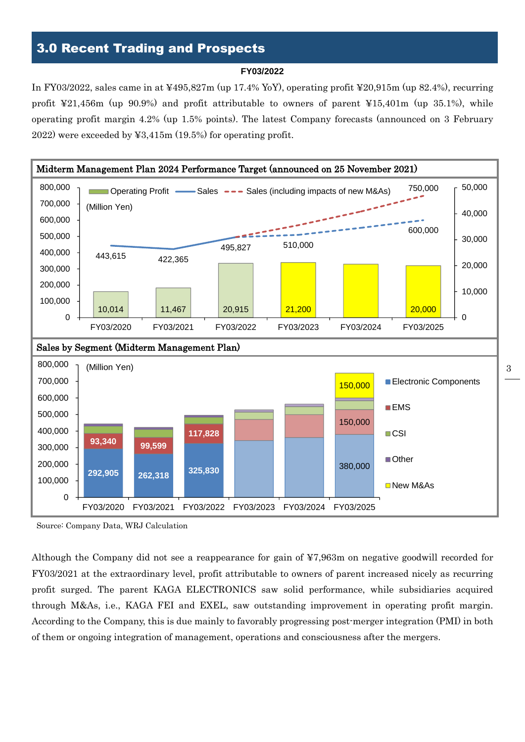## 3.0 Recent Trading and Prospects

**FY03/2022**

In FY03/2022, sales came in at ¥495,827m (up 17.4% YoY), operating profit ¥20,915m (up 82.4%), recurring profit ¥21,456m (up 90.9%) and profit attributable to owners of parent ¥15,401m (up 35.1%), while operating profit margin 4.2% (up 1.5% points). The latest Company forecasts (announced on 3 February 2022) were exceeded by ¥3,415m (19.5%) for operating profit.

**Midterm Management Plan 2024 Performance Target (announced on 25 November 2021)**

(Million Yen)

| | FY03/2020 | FY03/2021 | FY03/2022 | FY03/2023 | FY03/2024 | FY03/2025 |
|---|---|---|---|---|---|---|
| Sales | 443,615 | 422,365 | 495,827 | 510,000 | | 600,000 |
| Sales (including impacts of new M&As) | | | | | | 750,000 |
| Operating Profit | 10,014 | 11,467 | 20,915 | 21,200 | | 20,000 |

**Sales by Segment (Midterm Management Plan)**

(Million Yen)

| | FY03/2020 | FY03/2021 | FY03/2022 | FY03/2023 | FY03/2024 | FY03/2025 |
|---|---|---|---|---|---|---|
| Electronic Components | 292,905 | 262,318 | 325,830 | | | 380,000 |
| EMS | 93,340 | 99,599 | 117,828 | | | 150,000 |
| New M&As | | | | | | 150,000 |

Source: Company Data, WRJ Calculation

Although the Company did not see a reappearance for gain of ¥7,963m on negative goodwill recorded for FY03/2021 at the extraordinary level, profit attributable to owners of parent increased nicely as recurring profit surged. The parent KAGA ELECTRONICS saw solid performance, while subsidiaries acquired through M&As, i.e., KAGA FEI and EXEL, saw outstanding improvement in operating profit margin. According to the Company, this is due mainly to favorably progressing post-merger integration (PMI) in both of them or ongoing integration of management, operations and consciousness after the mergers.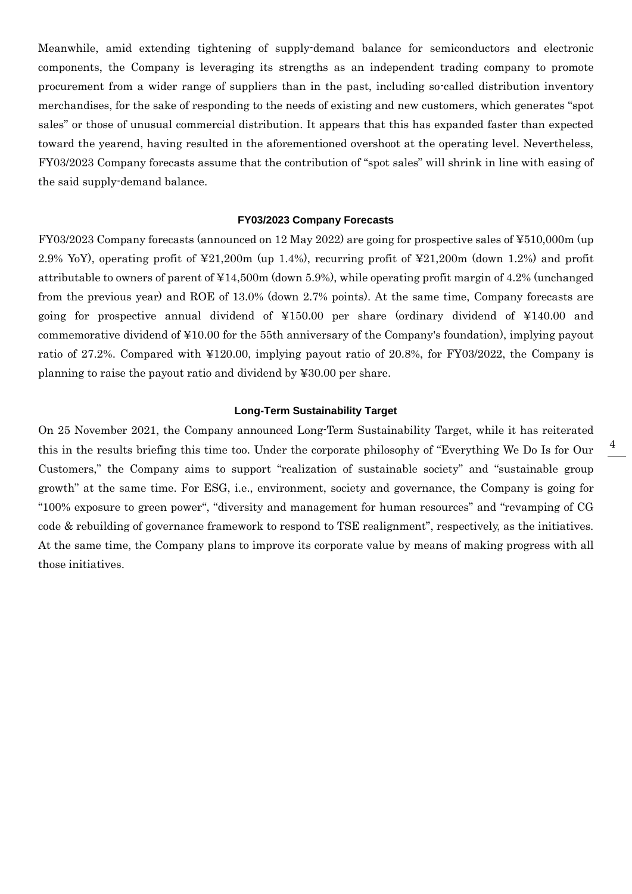Meanwhile, amid extending tightening of supply-demand balance for semiconductors and electronic components, the Company is leveraging its strengths as an independent trading company to promote procurement from a wider range of suppliers than in the past, including so-called distribution inventory merchandises, for the sake of responding to the needs of existing and new customers, which generates "spot sales" or those of unusual commercial distribution. It appears that this has expanded faster than expected toward the yearend, having resulted in the aforementioned overshoot at the operating level. Nevertheless, FY03/2023 Company forecasts assume that the contribution of "spot sales" will shrink in line with easing of the said supply-demand balance.

### FY03/2023 Company Forecasts

FY03/2023 Company forecasts (announced on 12 May 2022) are going for prospective sales of ¥510,000m (up 2.9% YoY), operating profit of ¥21,200m (up 1.4%), recurring profit of ¥21,200m (down 1.2%) and profit attributable to owners of parent of ¥14,500m (down 5.9%), while operating profit margin of 4.2% (unchanged from the previous year) and ROE of 13.0% (down 2.7% points). At the same time, Company forecasts are going for prospective annual dividend of ¥150.00 per share (ordinary dividend of ¥140.00 and commemorative dividend of ¥10.00 for the 55th anniversary of the Company's foundation), implying payout ratio of 27.2%. Compared with ¥120.00, implying payout ratio of 20.8%, for FY03/2022, the Company is planning to raise the payout ratio and dividend by ¥30.00 per share.

### Long-Term Sustainability Target

On 25 November 2021, the Company announced Long-Term Sustainability Target, while it has reiterated this in the results briefing this time too. Under the corporate philosophy of "Everything We Do Is for Our Customers," the Company aims to support "realization of sustainable society" and "sustainable group growth" at the same time. For ESG, i.e., environment, society and governance, the Company is going for "100% exposure to green power", "diversity and management for human resources" and "revamping of CG code & rebuilding of governance framework to respond to TSE realignment", respectively, as the initiatives. At the same time, the Company plans to improve its corporate value by means of making progress with all those initiatives.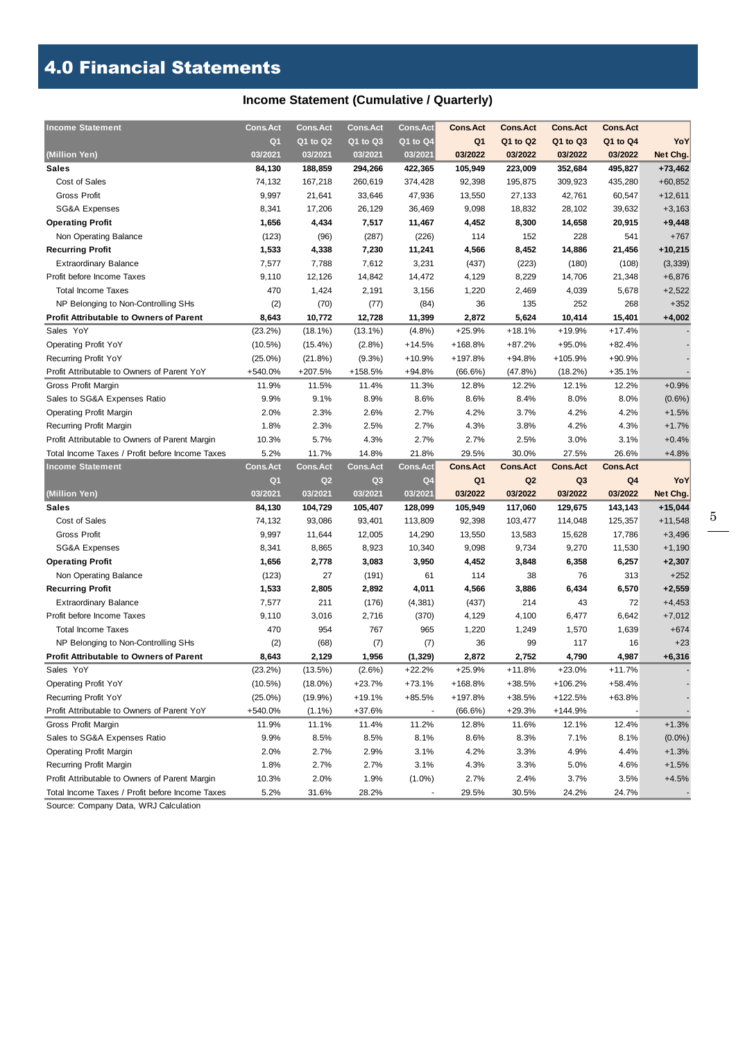## 4.0 Financial Statements

### Income Statement (Cumulative / Quarterly)

| Income Statement | Cons.Act | Cons.Act | Cons.Act | Cons.Act | Cons.Act | Cons.Act | Cons.Act | Cons.Act | |
|---|---|---|---|---|---|---|---|---|---|
| | Q1 | Q1 to Q2 | Q1 to Q3 | Q1 to Q4 | Q1 | Q1 to Q2 | Q1 to Q3 | Q1 to Q4 | YoY |
| (Million Yen) | 03/2021 | 03/2021 | 03/2021 | 03/2021 | 03/2022 | 03/2022 | 03/2022 | 03/2022 | Net Chg. |
| **Sales** | **84,130** | **188,859** | **294,266** | **422,365** | **105,949** | **223,009** | **352,684** | **495,827** | **+73,462** |
| Cost of Sales | 74,132 | 167,218 | 260,619 | 374,428 | 92,398 | 195,875 | 309,923 | 435,280 | +60,852 |
| Gross Profit | 9,997 | 21,641 | 33,646 | 47,936 | 13,550 | 27,133 | 42,761 | 60,547 | +12,611 |
| SG&A Expenses | 8,341 | 17,206 | 26,129 | 36,469 | 9,098 | 18,832 | 28,102 | 39,632 | +3,163 |
| **Operating Profit** | **1,656** | **4,434** | **7,517** | **11,467** | **4,452** | **8,300** | **14,658** | **20,915** | **+9,448** |
| Non Operating Balance | (123) | (96) | (287) | (226) | 114 | 152 | 228 | 541 | +767 |
| **Recurring Profit** | **1,533** | **4,338** | **7,230** | **11,241** | **4,566** | **8,452** | **14,886** | **21,456** | **+10,215** |
| Extraordinary Balance | 7,577 | 7,788 | 7,612 | 3,231 | (437) | (223) | (180) | (108) | (3,339) |
| Profit before Income Taxes | 9,110 | 12,126 | 14,842 | 14,472 | 4,129 | 8,229 | 14,706 | 21,348 | +6,876 |
| Total Income Taxes | 470 | 1,424 | 2,191 | 3,156 | 1,220 | 2,469 | 4,039 | 5,678 | +2,522 |
| NP Belonging to Non-Controlling SHs | (2) | (70) | (77) | (84) | 36 | 135 | 252 | 268 | +352 |
| **Profit Attributable to Owners of Parent** | **8,643** | **10,772** | **12,728** | **11,399** | **2,872** | **5,624** | **10,414** | **15,401** | **+4,002** |
| Sales YoY | (23.2%) | (18.1%) | (13.1%) | (4.8%) | +25.9% | +18.1% | +19.9% | +17.4% | - |
| Operating Profit YoY | (10.5%) | (15.4%) | (2.8%) | +14.5% | +168.8% | +87.2% | +95.0% | +82.4% | - |
| Recurring Profit YoY | (25.0%) | (21.8%) | (9.3%) | +10.9% | +197.8% | +94.8% | +105.9% | +90.9% | - |
| Profit Attributable to Owners of Parent YoY | +540.0% | +207.5% | +158.5% | +94.8% | (66.6%) | (47.8%) | (18.2%) | +35.1% | - |
| Gross Profit Margin | 11.9% | 11.5% | 11.4% | 11.3% | 12.8% | 12.2% | 12.1% | 12.2% | +0.9% |
| Sales to SG&A Expenses Ratio | 9.9% | 9.1% | 8.9% | 8.6% | 8.6% | 8.4% | 8.0% | 8.0% | (0.6%) |
| Operating Profit Margin | 2.0% | 2.3% | 2.6% | 2.7% | 4.2% | 3.7% | 4.2% | 4.2% | +1.5% |
| Recurring Profit Margin | 1.8% | 2.3% | 2.5% | 2.7% | 4.3% | 3.8% | 4.2% | 4.3% | +1.7% |
| Profit Attributable to Owners of Parent Margin | 10.3% | 5.7% | 4.3% | 2.7% | 2.7% | 2.5% | 3.0% | 3.1% | +0.4% |
| Total Income Taxes / Profit before Income Taxes | 5.2% | 11.7% | 14.8% | 21.8% | 29.5% | 30.0% | 27.5% | 26.6% | +4.8% |

| Income Statement | Cons.Act | Cons.Act | Cons.Act | Cons.Act | Cons.Act | Cons.Act | Cons.Act | Cons.Act | |
|---|---|---|---|---|---|---|---|---|---|
| | Q1 | Q2 | Q3 | Q4 | Q1 | Q2 | Q3 | Q4 | YoY |
| (Million Yen) | 03/2021 | 03/2021 | 03/2021 | 03/2021 | 03/2022 | 03/2022 | 03/2022 | 03/2022 | Net Chg. |
| **Sales** | **84,130** | **104,729** | **105,407** | **128,099** | **105,949** | **117,060** | **129,675** | **143,143** | **+15,044** |
| Cost of Sales | 74,132 | 93,086 | 93,401 | 113,809 | 92,398 | 103,477 | 114,048 | 125,357 | +11,548 |
| Gross Profit | 9,997 | 11,644 | 12,005 | 14,290 | 13,550 | 13,583 | 15,628 | 17,786 | +3,496 |
| SG&A Expenses | 8,341 | 8,865 | 8,923 | 10,340 | 9,098 | 9,734 | 9,270 | 11,530 | +1,190 |
| **Operating Profit** | **1,656** | **2,778** | **3,083** | **3,950** | **4,452** | **3,848** | **6,358** | **6,257** | **+2,307** |
| Non Operating Balance | (123) | 27 | (191) | 61 | 114 | 38 | 76 | 313 | +252 |
| **Recurring Profit** | **1,533** | **2,805** | **2,892** | **4,011** | **4,566** | **3,886** | **6,434** | **6,570** | **+2,559** |
| Extraordinary Balance | 7,577 | 211 | (176) | (4,381) | (437) | 214 | 43 | 72 | +4,453 |
| Profit before Income Taxes | 9,110 | 3,016 | 2,716 | (370) | 4,129 | 4,100 | 6,477 | 6,642 | +7,012 |
| Total Income Taxes | 470 | 954 | 767 | 965 | 1,220 | 1,249 | 1,570 | 1,639 | +674 |
| NP Belonging to Non-Controlling SHs | (2) | (68) | (7) | (7) | 36 | 99 | 117 | 16 | +23 |
| **Profit Attributable to Owners of Parent** | **8,643** | **2,129** | **1,956** | **(1,329)** | **2,872** | **2,752** | **4,790** | **4,987** | **+6,316** |
| Sales YoY | (23.2%) | (13.5%) | (2.6%) | +22.2% | +25.9% | +11.8% | +23.0% | +11.7% | - |
| Operating Profit YoY | (10.5%) | (18.0%) | +23.7% | +73.1% | +168.8% | +38.5% | +106.2% | +58.4% | - |
| Recurring Profit YoY | (25.0%) | (19.9%) | +19.1% | +85.5% | +197.8% | +38.5% | +122.5% | +63.8% | - |
| Profit Attributable to Owners of Parent YoY | +540.0% | (1.1%) | +37.6% | - | (66.6%) | +29.3% | +144.9% | - | - |
| Gross Profit Margin | 11.9% | 11.1% | 11.4% | 11.2% | 12.8% | 11.6% | 12.1% | 12.4% | +1.3% |
| Sales to SG&A Expenses Ratio | 9.9% | 8.5% | 8.5% | 8.1% | 8.6% | 8.3% | 7.1% | 8.1% | (0.0%) |
| Operating Profit Margin | 2.0% | 2.7% | 2.9% | 3.1% | 4.2% | 3.3% | 4.9% | 4.4% | +1.3% |
| Recurring Profit Margin | 1.8% | 2.7% | 2.7% | 3.1% | 4.3% | 3.3% | 5.0% | 4.6% | +1.5% |
| Profit Attributable to Owners of Parent Margin | 10.3% | 2.0% | 1.9% | (1.0%) | 2.7% | 2.4% | 3.7% | 3.5% | +4.5% |
| Total Income Taxes / Profit before Income Taxes | 5.2% | 31.6% | 28.2% | - | 29.5% | 30.5% | 24.2% | 24.7% | - |

Source: Company Data, WRJ Calculation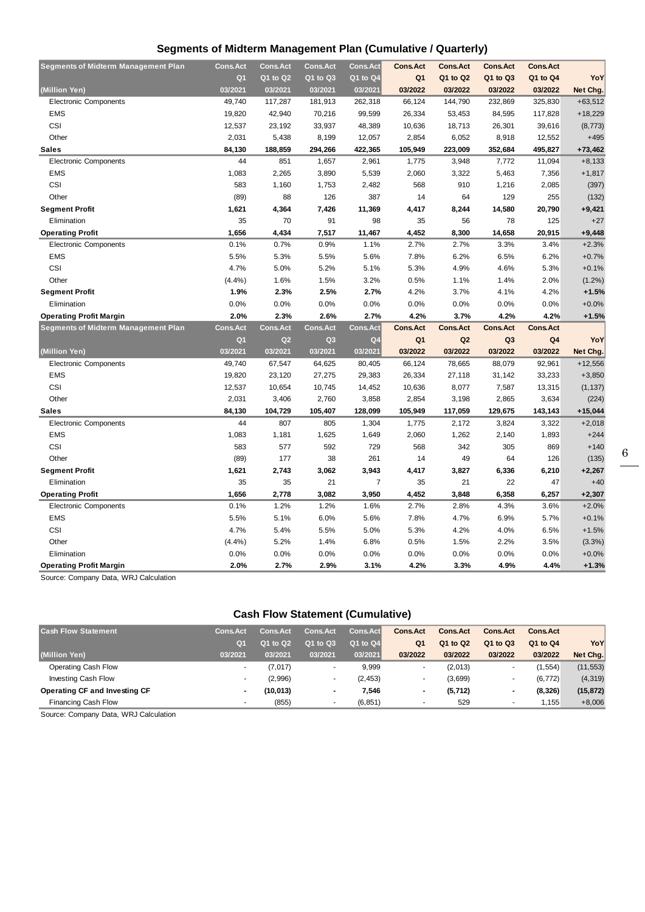## Segments of Midterm Management Plan (Cumulative / Quarterly)

| Segments of Midterm Management Plan | Cons.Act | Cons.Act | Cons.Act | Cons.Act | Cons.Act | Cons.Act | Cons.Act | Cons.Act | |
|---|---|---|---|---|---|---|---|---|---|
| | Q1 | Q1 to Q2 | Q1 to Q3 | Q1 to Q4 | Q1 | Q1 to Q2 | Q1 to Q3 | Q1 to Q4 | YoY |
| (Million Yen) | 03/2021 | 03/2021 | 03/2021 | 03/2021 | 03/2022 | 03/2022 | 03/2022 | 03/2022 | Net Chg. |
| Electronic Components | 49,740 | 117,287 | 181,913 | 262,318 | 66,124 | 144,790 | 232,869 | 325,830 | +63,512 |
| EMS | 19,820 | 42,940 | 70,216 | 99,599 | 26,334 | 53,453 | 84,595 | 117,828 | +18,229 |
| CSI | 12,537 | 23,192 | 33,937 | 48,389 | 10,636 | 18,713 | 26,301 | 39,616 | (8,773) |
| Other | 2,031 | 5,438 | 8,199 | 12,057 | 2,854 | 6,052 | 8,918 | 12,552 | +495 |
| **Sales** | **84,130** | **188,859** | **294,266** | **422,365** | **105,949** | **223,009** | **352,684** | **495,827** | **+73,462** |
| Electronic Components | 44 | 851 | 1,657 | 2,961 | 1,775 | 3,948 | 7,772 | 11,094 | +8,133 |
| EMS | 1,083 | 2,265 | 3,890 | 5,539 | 2,060 | 3,322 | 5,463 | 7,356 | +1,817 |
| CSI | 583 | 1,160 | 1,753 | 2,482 | 568 | 910 | 1,216 | 2,085 | (397) |
| Other | (89) | 88 | 126 | 387 | 14 | 64 | 129 | 255 | (132) |
| **Segment Profit** | **1,621** | **4,364** | **7,426** | **11,369** | **4,417** | **8,244** | **14,580** | **20,790** | **+9,421** |
| Elimination | 35 | 70 | 91 | 98 | 35 | 56 | 78 | 125 | +27 |
| **Operating Profit** | **1,656** | **4,434** | **7,517** | **11,467** | **4,452** | **8,300** | **14,658** | **20,915** | **+9,448** |
| Electronic Components | 0.1% | 0.7% | 0.9% | 1.1% | 2.7% | 2.7% | 3.3% | 3.4% | +2.3% |
| EMS | 5.5% | 5.3% | 5.5% | 5.6% | 7.8% | 6.2% | 6.5% | 6.2% | +0.7% |
| CSI | 4.7% | 5.0% | 5.2% | 5.1% | 5.3% | 4.9% | 4.6% | 5.3% | +0.1% |
| Other | (4.4%) | 1.6% | 1.5% | 3.2% | 0.5% | 1.1% | 1.4% | 2.0% | (1.2%) |
| **Segment Profit** | **1.9%** | **2.3%** | **2.5%** | **2.7%** | **4.2%** | **3.7%** | **4.1%** | **4.2%** | **+1.5%** |
| Elimination | 0.0% | 0.0% | 0.0% | 0.0% | 0.0% | 0.0% | 0.0% | 0.0% | +0.0% |
| **Operating Profit Margin** | **2.0%** | **2.3%** | **2.6%** | **2.7%** | **4.2%** | **3.7%** | **4.2%** | **4.2%** | **+1.5%** |

| Segments of Midterm Management Plan | Cons.Act | Cons.Act | Cons.Act | Cons.Act | Cons.Act | Cons.Act | Cons.Act | Cons.Act | |
|---|---|---|---|---|---|---|---|---|---|
| | Q1 | Q2 | Q3 | Q4 | Q1 | Q2 | Q3 | Q4 | YoY |
| (Million Yen) | 03/2021 | 03/2021 | 03/2021 | 03/2021 | 03/2022 | 03/2022 | 03/2022 | 03/2022 | Net Chg. |
| Electronic Components | 49,740 | 67,547 | 64,625 | 80,405 | 66,124 | 78,665 | 88,079 | 92,961 | +12,556 |
| EMS | 19,820 | 23,120 | 27,275 | 29,383 | 26,334 | 27,118 | 31,142 | 33,233 | +3,850 |
| CSI | 12,537 | 10,654 | 10,745 | 14,452 | 10,636 | 8,077 | 7,587 | 13,315 | (1,137) |
| Other | 2,031 | 3,406 | 2,760 | 3,858 | 2,854 | 3,198 | 2,865 | 3,634 | (224) |
| **Sales** | **84,130** | **104,729** | **105,407** | **128,099** | **105,949** | **117,059** | **129,675** | **143,143** | **+15,044** |
| Electronic Components | 44 | 807 | 805 | 1,304 | 1,775 | 2,172 | 3,824 | 3,322 | +2,018 |
| EMS | 1,083 | 1,181 | 1,625 | 1,649 | 2,060 | 1,262 | 2,140 | 1,893 | +244 |
| CSI | 583 | 577 | 592 | 729 | 568 | 342 | 305 | 869 | +140 |
| Other | (89) | 177 | 38 | 261 | 14 | 49 | 64 | 126 | (135) |
| **Segment Profit** | **1,621** | **2,743** | **3,062** | **3,943** | **4,417** | **3,827** | **6,336** | **6,210** | **+2,267** |
| Elimination | 35 | 35 | 21 | 7 | 35 | 21 | 22 | 47 | +40 |
| **Operating Profit** | **1,656** | **2,778** | **3,082** | **3,950** | **4,452** | **3,848** | **6,358** | **6,257** | **+2,307** |
| Electronic Components | 0.1% | 1.2% | 1.2% | 1.6% | 2.7% | 2.8% | 4.3% | 3.6% | +2.0% |
| EMS | 5.5% | 5.1% | 6.0% | 5.6% | 7.8% | 4.7% | 6.9% | 5.7% | +0.1% |
| CSI | 4.7% | 5.4% | 5.5% | 5.0% | 5.3% | 4.2% | 4.0% | 6.5% | +1.5% |
| Other | (4.4%) | 5.2% | 1.4% | 6.8% | 0.5% | 1.5% | 2.2% | 3.5% | (3.3%) |
| Elimination | 0.0% | 0.0% | 0.0% | 0.0% | 0.0% | 0.0% | 0.0% | 0.0% | +0.0% |
| **Operating Profit Margin** | **2.0%** | **2.7%** | **2.9%** | **3.1%** | **4.2%** | **3.3%** | **4.9%** | **4.4%** | **+1.3%** |

Source: Company Data, WRJ Calculation

## Cash Flow Statement (Cumulative)

| Cash Flow Statement | Cons.Act | Cons.Act | Cons.Act | Cons.Act | Cons.Act | Cons.Act | Cons.Act | Cons.Act | |
|---|---|---|---|---|---|---|---|---|---|
| | Q1 | Q1 to Q2 | Q1 to Q3 | Q1 to Q4 | Q1 | Q1 to Q2 | Q1 to Q3 | Q1 to Q4 | YoY |
| (Million Yen) | 03/2021 | 03/2021 | 03/2021 | 03/2021 | 03/2022 | 03/2022 | 03/2022 | 03/2022 | Net Chg. |
| Operating Cash Flow | - | (7,017) | - | 9,999 | - | (2,013) | - | (1,554) | (11,553) |
| Investing Cash Flow | - | (2,996) | - | (2,453) | - | (3,699) | - | (6,772) | (4,319) |
| **Operating CF and Investing CF** | **-** | **(10,013)** | **-** | **7,546** | **-** | **(5,712)** | **-** | **(8,326)** | **(15,872)** |
| Financing Cash Flow | - | (855) | - | (6,851) | - | 529 | - | 1,155 | +8,006 |

Source: Company Data, WRJ Calculation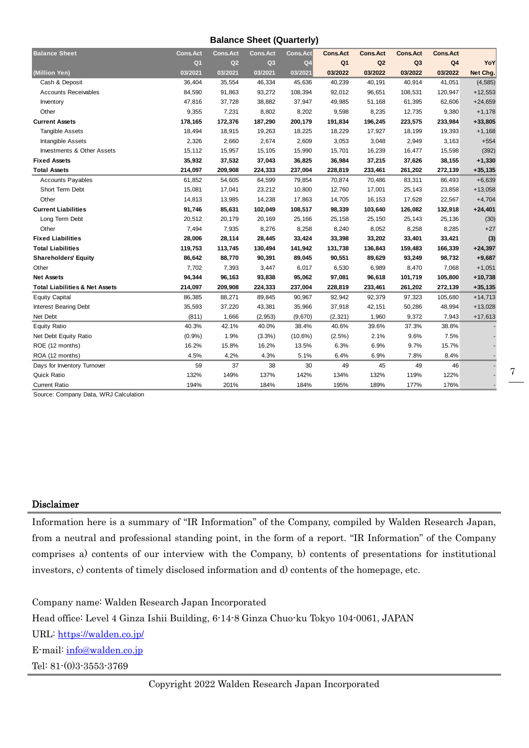## Balance Sheet (Quarterly)

| Balance Sheet | Cons.Act | Cons.Act | Cons.Act | Cons.Act | Cons.Act | Cons.Act | Cons.Act | Cons.Act | |
|---|---|---|---|---|---|---|---|---|---|
| | Q1 | Q2 | Q3 | Q4 | Q1 | Q2 | Q3 | Q4 | YoY |
| (Million Yen) | 03/2021 | 03/2021 | 03/2021 | 03/2021 | 03/2022 | 03/2022 | 03/2022 | 03/2022 | Net Chg. |
| Cash & Deposit | 36,404 | 35,554 | 46,334 | 45,636 | 40,239 | 40,191 | 40,914 | 41,051 | (4,585) |
| Accounts Receivables | 84,590 | 91,863 | 93,272 | 108,394 | 92,012 | 96,651 | 108,531 | 120,947 | +12,553 |
| Inventory | 47,816 | 37,728 | 38,882 | 37,947 | 49,985 | 51,168 | 61,395 | 62,606 | +24,659 |
| Other | 9,355 | 7,231 | 8,802 | 8,202 | 9,598 | 8,235 | 12,735 | 9,380 | +1,178 |
| **Current Assets** | **178,165** | **172,376** | **187,290** | **200,179** | **191,834** | **196,245** | **223,575** | **233,984** | **+33,805** |
| Tangible Assets | 18,494 | 18,915 | 19,263 | 18,225 | 18,229 | 17,927 | 18,199 | 19,393 | +1,168 |
| Intangible Assets | 2,326 | 2,660 | 2,674 | 2,609 | 3,053 | 3,048 | 2,949 | 3,163 | +554 |
| Investments & Other Assets | 15,112 | 15,957 | 15,105 | 15,990 | 15,701 | 16,239 | 16,477 | 15,598 | (392) |
| **Fixed Assets** | **35,932** | **37,532** | **37,043** | **36,825** | **36,984** | **37,215** | **37,626** | **38,155** | **+1,330** |
| **Total Assets** | **214,097** | **209,908** | **224,333** | **237,004** | **228,819** | **233,461** | **261,202** | **272,139** | **+35,135** |
| Accounts Payables | 61,852 | 54,605 | 64,599 | 79,854 | 70,874 | 70,486 | 83,311 | 86,493 | +6,639 |
| Short Term Debt | 15,081 | 17,041 | 23,212 | 10,800 | 12,760 | 17,001 | 25,143 | 23,858 | +13,058 |
| Other | 14,813 | 13,985 | 14,238 | 17,863 | 14,705 | 16,153 | 17,628 | 22,567 | +4,704 |
| **Current Liabilities** | **91,746** | **85,631** | **102,049** | **108,517** | **98,339** | **103,640** | **126,082** | **132,918** | **+24,401** |
| Long Term Debt | 20,512 | 20,179 | 20,169 | 25,166 | 25,158 | 25,150 | 25,143 | 25,136 | (30) |
| Other | 7,494 | 7,935 | 8,276 | 8,258 | 8,240 | 8,052 | 8,258 | 8,285 | +27 |
| **Fixed Liabilities** | **28,006** | **28,114** | **28,445** | **33,424** | **33,398** | **33,202** | **33,401** | **33,421** | **(3)** |
| **Total Liabilities** | **119,753** | **113,745** | **130,494** | **141,942** | **131,738** | **136,843** | **159,483** | **166,339** | **+24,397** |
| **Shareholders' Equity** | **86,642** | **88,770** | **90,391** | **89,045** | **90,551** | **89,629** | **93,249** | **98,732** | **+9,687** |
| Other | 7,702 | 7,393 | 3,447 | 6,017 | 6,530 | 6,989 | 8,470 | 7,068 | +1,051 |
| **Net Assets** | **94,344** | **96,163** | **93,838** | **95,062** | **97,081** | **96,618** | **101,719** | **105,800** | **+10,738** |
| **Total Liabilities & Net Assets** | **214,097** | **209,908** | **224,333** | **237,004** | **228,819** | **233,461** | **261,202** | **272,139** | **+35,135** |
| Equity Capital | 86,385 | 88,271 | 89,845 | 90,967 | 92,942 | 92,379 | 97,323 | 105,680 | +14,713 |
| Interest Bearing Debt | 35,593 | 37,220 | 43,381 | 35,966 | 37,918 | 42,151 | 50,286 | 48,994 | +13,028 |
| Net Debt | (811) | 1,666 | (2,953) | (9,670) | (2,321) | 1,960 | 9,372 | 7,943 | +17,613 |
| Equity Ratio | 40.3% | 42.1% | 40.0% | 38.4% | 40.6% | 39.6% | 37.3% | 38.8% | - |
| Net Debt Equity Ratio | (0.9%) | 1.9% | (3.3%) | (10.6%) | (2.5%) | 2.1% | 9.6% | 7.5% | - |
| ROE (12 months) | 16.2% | 15.8% | 16.2% | 13.5% | 6.3% | 6.9% | 9.7% | 15.7% | - |
| ROA (12 months) | 4.5% | 4.2% | 4.3% | 5.1% | 6.4% | 6.9% | 7.8% | 8.4% | - |
| Days for Inventory Turnover | 59 | 37 | 38 | 30 | 49 | 45 | 49 | 46 | - |
| Quick Ratio | 132% | 149% | 137% | 142% | 134% | 132% | 119% | 122% | - |
| Current Ratio | 194% | 201% | 184% | 184% | 195% | 189% | 177% | 176% | - |

Source: Company Data, WRJ Calculation

### Disclaimer

Information here is a summary of "IR Information" of the Company, compiled by Walden Research Japan, from a neutral and professional standing point, in the form of a report. "IR Information" of the Company comprises a) contents of our interview with the Company, b) contents of presentations for institutional investors, c) contents of timely disclosed information and d) contents of the homepage, etc.

Company name: Walden Research Japan Incorporated

Head office: Level 4 Ginza Ishii Building, 6-14-8 Ginza Chuo-ku Tokyo 104-0061, JAPAN

URL: https://walden.co.jp/

E-mail: info@walden.co.jp

Tel: 81-(0)3-3553-3769

Copyright 2022 Walden Research Japan Incorporated